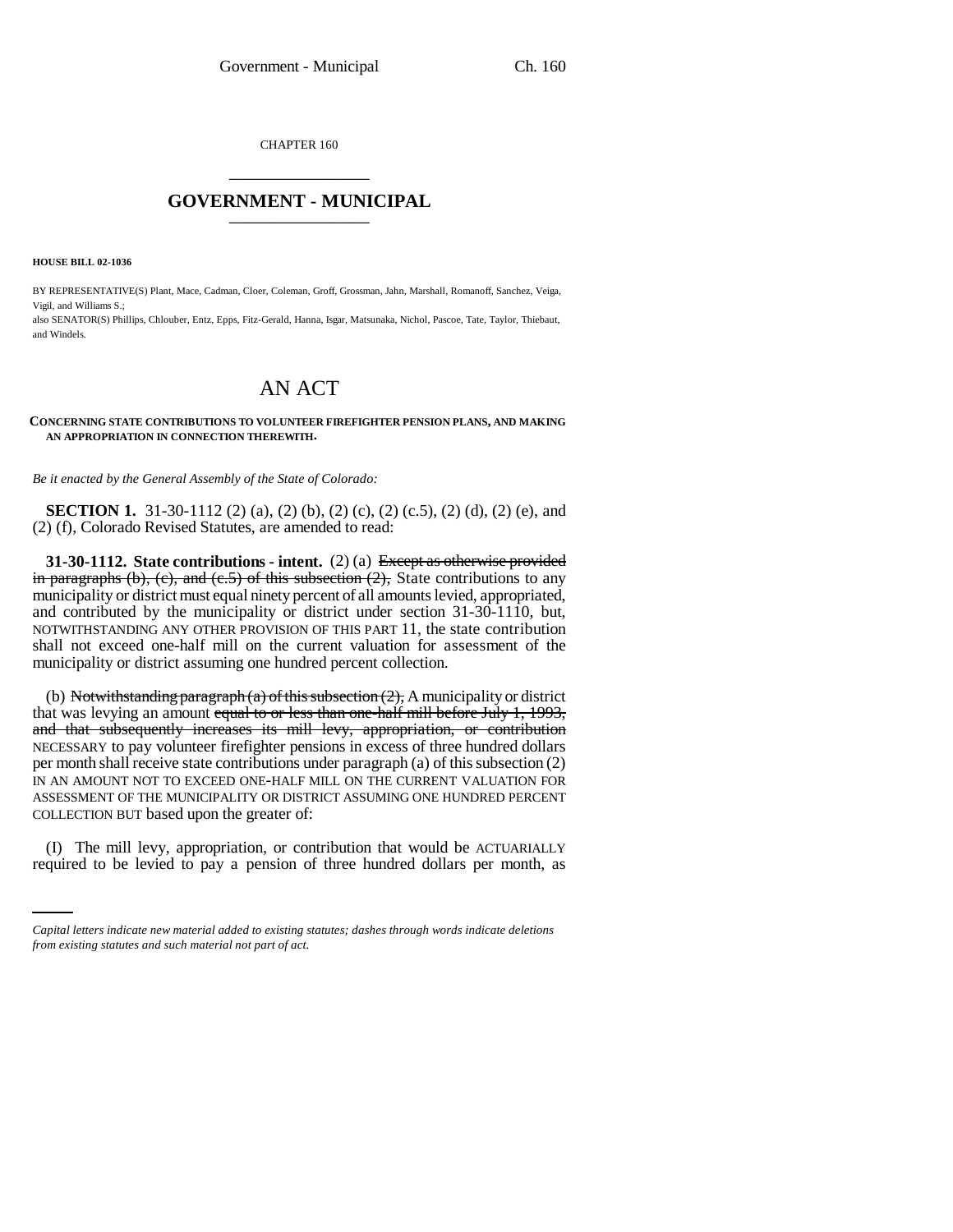CHAPTER 160

## GOVERNMENT - MUNICIPAL

**HOUSE BILL 02-1036**

BY REPRESENTATIVE(S) Plant, Mace, Cadman, Cloer, Coleman, Groff, Grossman, Jahn, Marshall, Romanoff, Sanchez, Veiga, Vigil, and Williams S.;
also SENATOR(S) Phillips, Chlouber, Entz, Epps, Fitz-Gerald, Hanna, Isgar, Matsunaka, Nichol, Pascoe, Tate, Taylor, Thiebaut, and Windels.

# AN ACT

**CONCERNING STATE CONTRIBUTIONS TO VOLUNTEER FIREFIGHTER PENSION PLANS, AND MAKING AN APPROPRIATION IN CONNECTION THEREWITH.**

*Be it enacted by the General Assembly of the State of Colorado:*

**SECTION 1.** 31-30-1112 (2) (a), (2) (b), (2) (c), (2) (c.5), (2) (d), (2) (e), and (2) (f), Colorado Revised Statutes, are amended to read:

**31-30-1112. State contributions - intent.** (2) (a) ~~Except as otherwise provided in paragraphs (b), (c), and (c.5) of this subsection (2),~~ State contributions to any municipality or district must equal ninety percent of all amounts levied, appropriated, and contributed by the municipality or district under section 31-30-1110, but, NOTWITHSTANDING ANY OTHER PROVISION OF THIS PART 11, the state contribution shall not exceed one-half mill on the current valuation for assessment of the municipality or district assuming one hundred percent collection.

(b) ~~Notwithstanding paragraph (a) of this subsection (2),~~ A municipality or district that was levying an amount ~~equal to or less than one-half mill before July 1, 1993, and that subsequently increases its mill levy, appropriation, or contribution~~ NECESSARY to pay volunteer firefighter pensions in excess of three hundred dollars per month shall receive state contributions under paragraph (a) of this subsection (2) IN AN AMOUNT NOT TO EXCEED ONE-HALF MILL ON THE CURRENT VALUATION FOR ASSESSMENT OF THE MUNICIPALITY OR DISTRICT ASSUMING ONE HUNDRED PERCENT COLLECTION BUT based upon the greater of:

(I) The mill levy, appropriation, or contribution that would be ACTUARIALLY required to be levied to pay a pension of three hundred dollars per month, as

*Capital letters indicate new material added to existing statutes; dashes through words indicate deletions from existing statutes and such material not part of act.*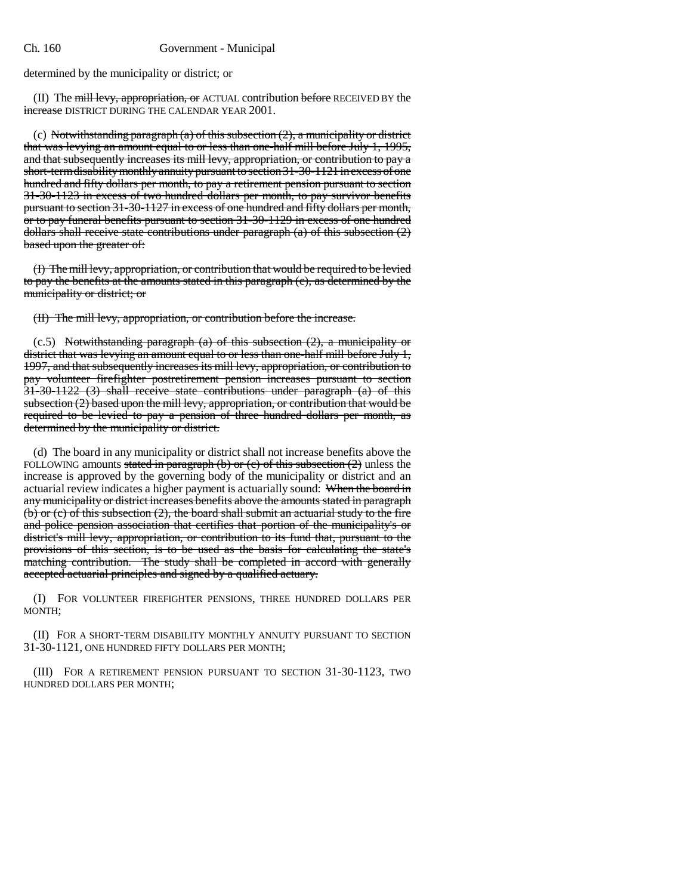determined by the municipality or district; or

(II) The ~~mill levy, appropriation, or~~ ACTUAL contribution ~~before~~ RECEIVED BY the ~~increase~~ DISTRICT DURING THE CALENDAR YEAR 2001.

(c) ~~Notwithstanding paragraph (a) of this subsection (2), a municipality or district that was levying an amount equal to or less than one-half mill before July 1, 1995, and that subsequently increases its mill levy, appropriation, or contribution to pay a short-term disability monthly annuity pursuant to section 31-30-1121 in excess of one hundred and fifty dollars per month, to pay a retirement pension pursuant to section 31-30-1123 in excess of two hundred dollars per month, to pay survivor benefits pursuant to section 31-30-1127 in excess of one hundred and fifty dollars per month, or to pay funeral benefits pursuant to section 31-30-1129 in excess of one hundred dollars shall receive state contributions under paragraph (a) of this subsection (2) based upon the greater of:~~

~~(I) The mill levy, appropriation, or contribution that would be required to be levied to pay the benefits at the amounts stated in this paragraph (c), as determined by the municipality or district; or~~

~~(II) The mill levy, appropriation, or contribution before the increase.~~

(c.5) ~~Notwithstanding paragraph (a) of this subsection (2), a municipality or district that was levying an amount equal to or less than one-half mill before July 1, 1997, and that subsequently increases its mill levy, appropriation, or contribution to pay volunteer firefighter postretirement pension increases pursuant to section 31-30-1122 (3) shall receive state contributions under paragraph (a) of this subsection (2) based upon the mill levy, appropriation, or contribution that would be required to be levied to pay a pension of three hundred dollars per month, as determined by the municipality or district.~~

(d) The board in any municipality or district shall not increase benefits above the FOLLOWING amounts ~~stated in paragraph (b) or (c) of this subsection (2)~~ unless the increase is approved by the governing body of the municipality or district and an actuarial review indicates a higher payment is actuarially sound: ~~When the board in any municipality or district increases benefits above the amounts stated in paragraph (b) or (c) of this subsection (2), the board shall submit an actuarial study to the fire and police pension association that certifies that portion of the municipality's or district's mill levy, appropriation, or contribution to its fund that, pursuant to the provisions of this section, is to be used as the basis for calculating the state's matching contribution. The study shall be completed in accord with generally accepted actuarial principles and signed by a qualified actuary.~~

(I) FOR VOLUNTEER FIREFIGHTER PENSIONS, THREE HUNDRED DOLLARS PER MONTH;

(II) FOR A SHORT-TERM DISABILITY MONTHLY ANNUITY PURSUANT TO SECTION 31-30-1121, ONE HUNDRED FIFTY DOLLARS PER MONTH;

(III) FOR A RETIREMENT PENSION PURSUANT TO SECTION 31-30-1123, TWO HUNDRED DOLLARS PER MONTH;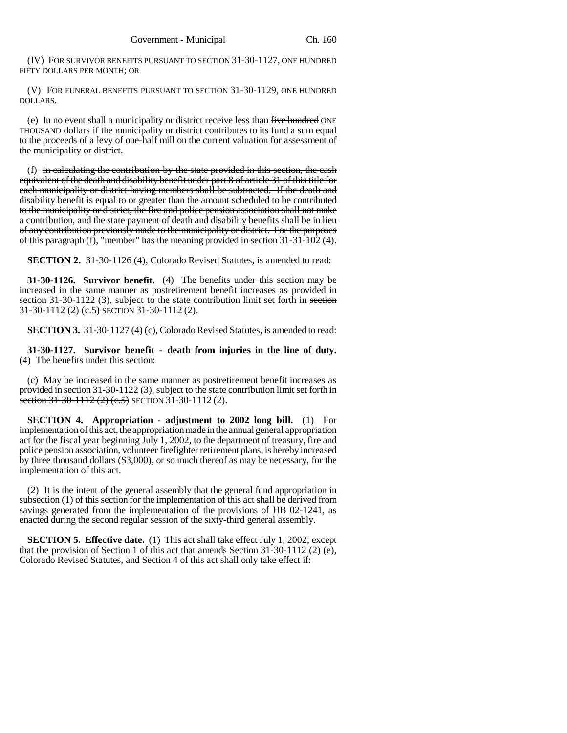(IV) FOR SURVIVOR BENEFITS PURSUANT TO SECTION 31-30-1127, ONE HUNDRED FIFTY DOLLARS PER MONTH; OR

(V) FOR FUNERAL BENEFITS PURSUANT TO SECTION 31-30-1129, ONE HUNDRED DOLLARS.

(e) In no event shall a municipality or district receive less than ~~five hundred~~ ONE THOUSAND dollars if the municipality or district contributes to its fund a sum equal to the proceeds of a levy of one-half mill on the current valuation for assessment of the municipality or district.

(f) ~~In calculating the contribution by the state provided in this section, the cash equivalent of the death and disability benefit under part 8 of article 31 of this title for each municipality or district having members shall be subtracted. If the death and disability benefit is equal to or greater than the amount scheduled to be contributed to the municipality or district, the fire and police pension association shall not make a contribution, and the state payment of death and disability benefits shall be in lieu of any contribution previously made to the municipality or district. For the purposes of this paragraph (f), "member" has the meaning provided in section 31-31-102 (4).~~

**SECTION 2.** 31-30-1126 (4), Colorado Revised Statutes, is amended to read:

**31-30-1126. Survivor benefit.** (4) The benefits under this section may be increased in the same manner as postretirement benefit increases as provided in section 31-30-1122 (3), subject to the state contribution limit set forth in ~~section 31-30-1112 (2) (c.5)~~ SECTION 31-30-1112 (2).

**SECTION 3.** 31-30-1127 (4) (c), Colorado Revised Statutes, is amended to read:

**31-30-1127. Survivor benefit - death from injuries in the line of duty.** (4) The benefits under this section:

(c) May be increased in the same manner as postretirement benefit increases as provided in section 31-30-1122 (3), subject to the state contribution limit set forth in ~~section 31-30-1112 (2) (c.5)~~ SECTION 31-30-1112 (2).

**SECTION 4. Appropriation - adjustment to 2002 long bill.** (1) For implementation of this act, the appropriation made in the annual general appropriation act for the fiscal year beginning July 1, 2002, to the department of treasury, fire and police pension association, volunteer firefighter retirement plans, is hereby increased by three thousand dollars ($3,000), or so much thereof as may be necessary, for the implementation of this act.

(2) It is the intent of the general assembly that the general fund appropriation in subsection (1) of this section for the implementation of this act shall be derived from savings generated from the implementation of the provisions of HB 02-1241, as enacted during the second regular session of the sixty-third general assembly.

**SECTION 5. Effective date.** (1) This act shall take effect July 1, 2002; except that the provision of Section 1 of this act that amends Section 31-30-1112 (2) (e), Colorado Revised Statutes, and Section 4 of this act shall only take effect if: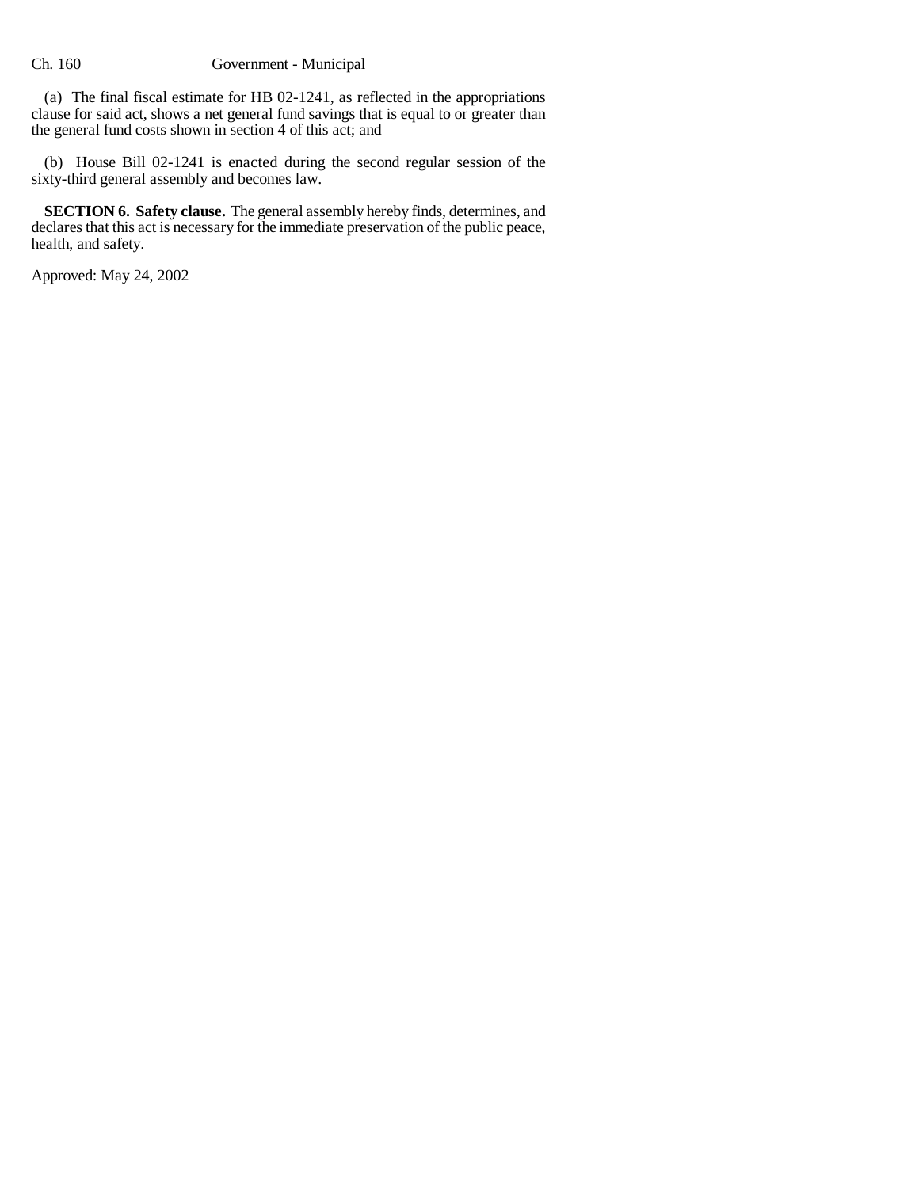(a) The final fiscal estimate for HB 02-1241, as reflected in the appropriations clause for said act, shows a net general fund savings that is equal to or greater than the general fund costs shown in section 4 of this act; and

(b) House Bill 02-1241 is enacted during the second regular session of the sixty-third general assembly and becomes law.

**SECTION 6. Safety clause.** The general assembly hereby finds, determines, and declares that this act is necessary for the immediate preservation of the public peace, health, and safety.

Approved: May 24, 2002